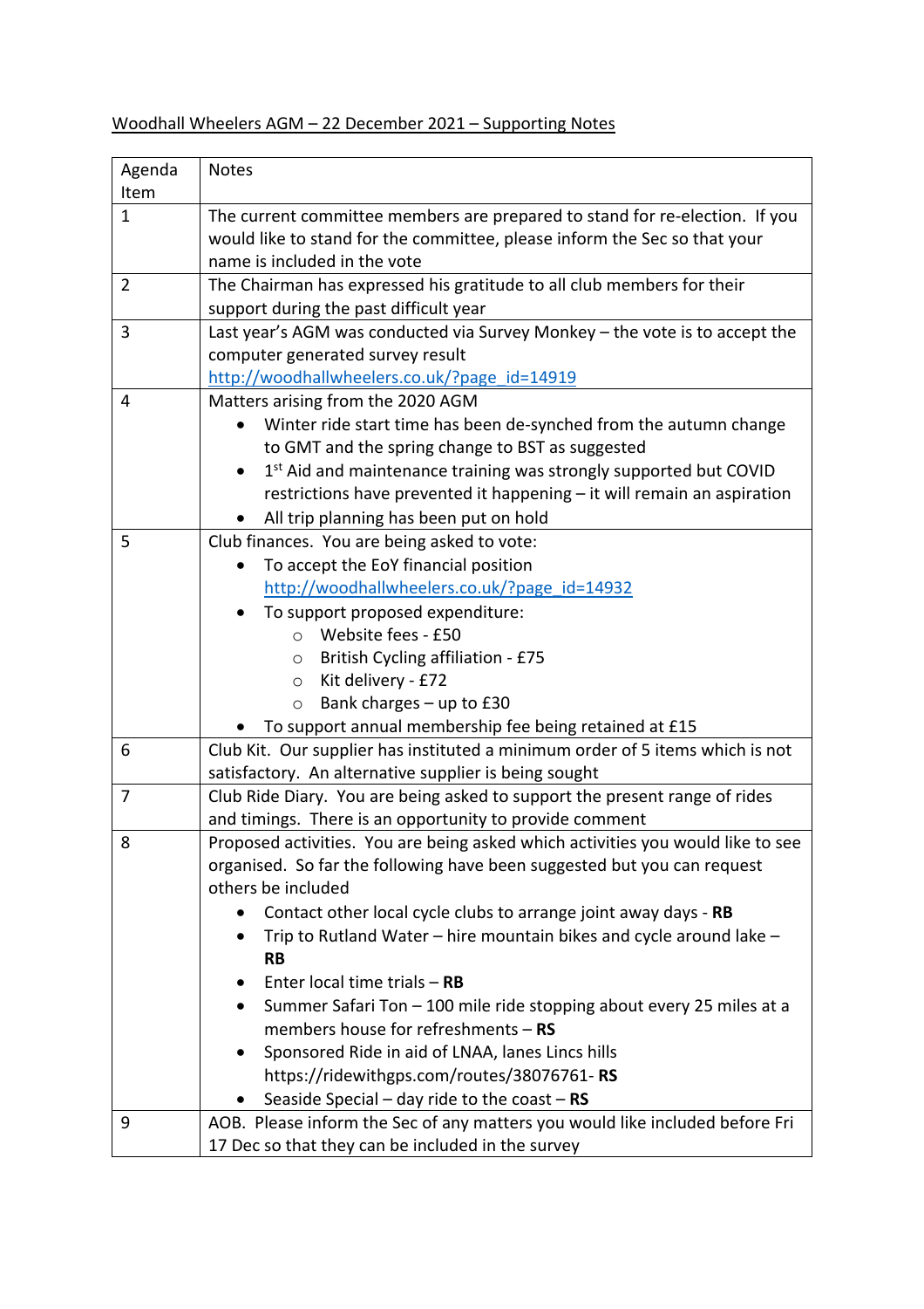Woodhall Wheelers AGM – 22 December 2021 – Supporting Notes

| Agenda Item | Notes |
|---|---|
| 1 | The current committee members are prepared to stand for re-election. If you would like to stand for the committee, please inform the Sec so that your name is included in the vote |
| 2 | The Chairman has expressed his gratitude to all club members for their support during the past difficult year |
| 3 | Last year's AGM was conducted via Survey Monkey – the vote is to accept the computer generated survey result http://woodhallwheelers.co.uk/?page_id=14919 |
| 4 | Matters arising from the 2020 AGM<br>• Winter ride start time has been de-synched from the autumn change to GMT and the spring change to BST as suggested<br>• 1st Aid and maintenance training was strongly supported but COVID restrictions have prevented it happening – it will remain an aspiration<br>• All trip planning has been put on hold |
| 5 | Club finances. You are being asked to vote:<br>• To accept the EoY financial position http://woodhallwheelers.co.uk/?page_id=14932<br>• To support proposed expenditure:<br>  ○ Website fees - £50<br>  ○ British Cycling affiliation - £75<br>  ○ Kit delivery - £72<br>  ○ Bank charges – up to £30<br>• To support annual membership fee being retained at £15 |
| 6 | Club Kit. Our supplier has instituted a minimum order of 5 items which is not satisfactory. An alternative supplier is being sought |
| 7 | Club Ride Diary. You are being asked to support the present range of rides and timings. There is an opportunity to provide comment |
| 8 | Proposed activities. You are being asked which activities you would like to see organised. So far the following have been suggested but you can request others be included<br>• Contact other local cycle clubs to arrange joint away days - **RB**<br>• Trip to Rutland Water – hire mountain bikes and cycle around lake – **RB**<br>• Enter local time trials – **RB**<br>• Summer Safari Ton – 100 mile ride stopping about every 25 miles at a members house for refreshments – **RS**<br>• Sponsored Ride in aid of LNAA, lanes Lincs hills https://ridewithgps.com/routes/38076761- **RS**<br>• Seaside Special – day ride to the coast – **RS** |
| 9 | AOB. Please inform the Sec of any matters you would like included before Fri 17 Dec so that they can be included in the survey |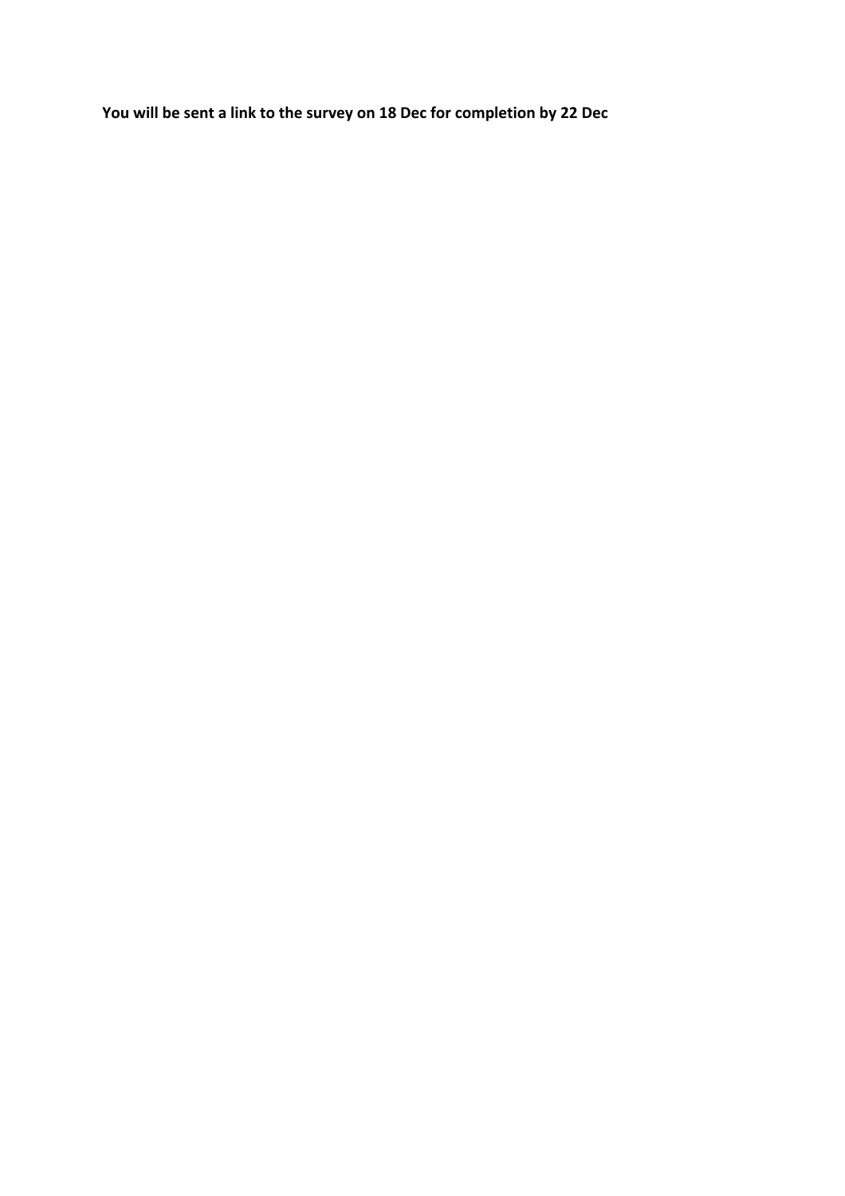**You will be sent a link to the survey on 18 Dec for completion by 22 Dec**